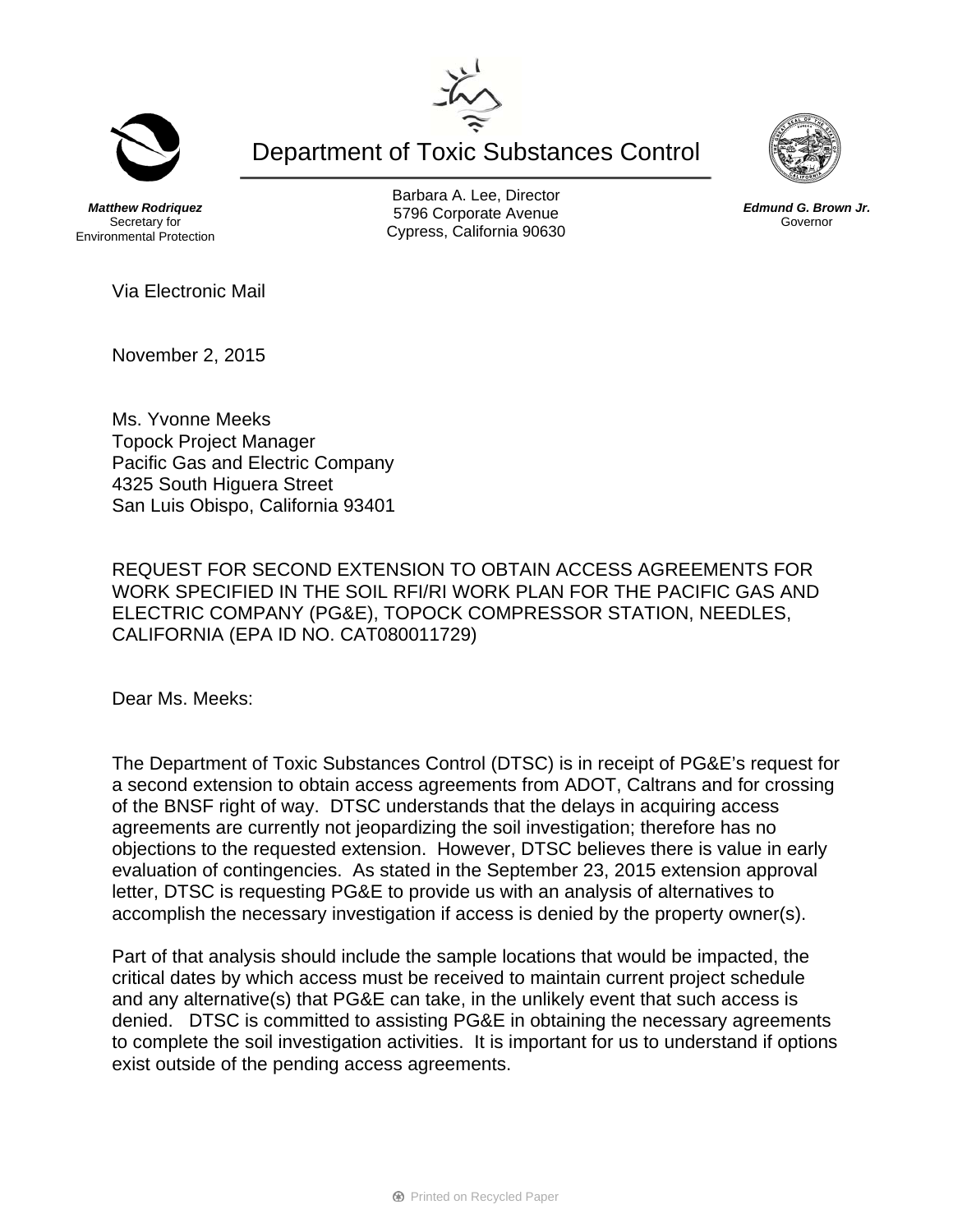Department of Toxic Substances Control

**_Matthew Rodriquez_**
Secretary for
Environmental Protection

Barbara A. Lee, Director
5796 Corporate Avenue
Cypress, California 90630

**_Edmund G. Brown Jr._**
Governor

Via Electronic Mail

November 2, 2015

Ms. Yvonne Meeks
Topock Project Manager
Pacific Gas and Electric Company
4325 South Higuera Street
San Luis Obispo, California 93401

REQUEST FOR SECOND EXTENSION TO OBTAIN ACCESS AGREEMENTS FOR WORK SPECIFIED IN THE SOIL RFI/RI WORK PLAN FOR THE PACIFIC GAS AND ELECTRIC COMPANY (PG&E), TOPOCK COMPRESSOR STATION, NEEDLES, CALIFORNIA (EPA ID NO. CAT080011729)

Dear Ms. Meeks:

The Department of Toxic Substances Control (DTSC) is in receipt of PG&E's request for a second extension to obtain access agreements from ADOT, Caltrans and for crossing of the BNSF right of way. DTSC understands that the delays in acquiring access agreements are currently not jeopardizing the soil investigation; therefore has no objections to the requested extension. However, DTSC believes there is value in early evaluation of contingencies. As stated in the September 23, 2015 extension approval letter, DTSC is requesting PG&E to provide us with an analysis of alternatives to accomplish the necessary investigation if access is denied by the property owner(s).

Part of that analysis should include the sample locations that would be impacted, the critical dates by which access must be received to maintain current project schedule and any alternative(s) that PG&E can take, in the unlikely event that such access is denied. DTSC is committed to assisting PG&E in obtaining the necessary agreements to complete the soil investigation activities. It is important for us to understand if options exist outside of the pending access agreements.

Printed on Recycled Paper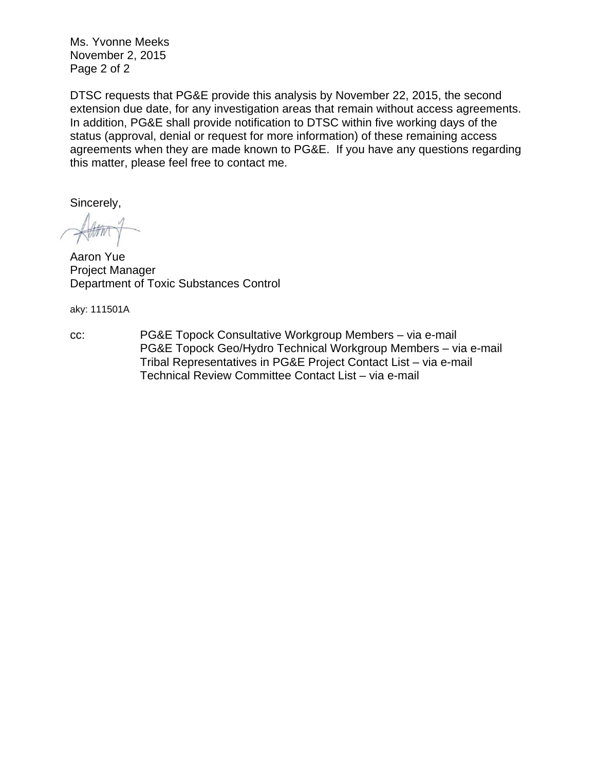DTSC requests that PG&E provide this analysis by November 22, 2015, the second extension due date, for any investigation areas that remain without access agreements. In addition, PG&E shall provide notification to DTSC within five working days of the status (approval, denial or request for more information) of these remaining access agreements when they are made known to PG&E. If you have any questions regarding this matter, please feel free to contact me.

Sincerely,

Aaron Yue
Project Manager
Department of Toxic Substances Control

aky: 111501A

cc: PG&E Topock Consultative Workgroup Members – via e-mail
PG&E Topock Geo/Hydro Technical Workgroup Members – via e-mail
Tribal Representatives in PG&E Project Contact List – via e-mail
Technical Review Committee Contact List – via e-mail